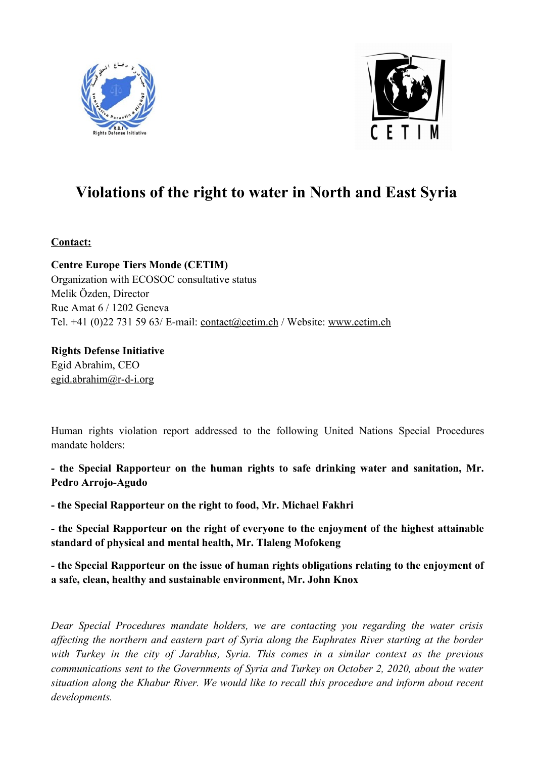# Violations of the right to water in North and East Syria

**Contact:**

**Centre Europe Tiers Monde (CETIM)**
Organization with ECOSOC consultative status
Melik Özden, Director
Rue Amat 6 / 1202 Geneva
Tel. +41 (0)22 731 59 63/ E-mail: contact@cetim.ch / Website: www.cetim.ch

**Rights Defense Initiative**
Egid Abrahim, CEO
egid.abrahim@r-d-i.org

Human rights violation report addressed to the following United Nations Special Procedures mandate holders:

**- the Special Rapporteur on the human rights to safe drinking water and sanitation, Mr. Pedro Arrojo-Agudo**

**- the Special Rapporteur on the right to food, Mr. Michael Fakhri**

**- the Special Rapporteur on the right of everyone to the enjoyment of the highest attainable standard of physical and mental health, Mr. Tlaleng Mofokeng**

**- the Special Rapporteur on the issue of human rights obligations relating to the enjoyment of a safe, clean, healthy and sustainable environment, Mr. John Knox**

*Dear Special Procedures mandate holders, we are contacting you regarding the water crisis affecting the northern and eastern part of Syria along the Euphrates River starting at the border with Turkey in the city of Jarablus, Syria. This comes in a similar context as the previous communications sent to the Governments of Syria and Turkey on October 2, 2020, about the water situation along the Khabur River. We would like to recall this procedure and inform about recent developments.*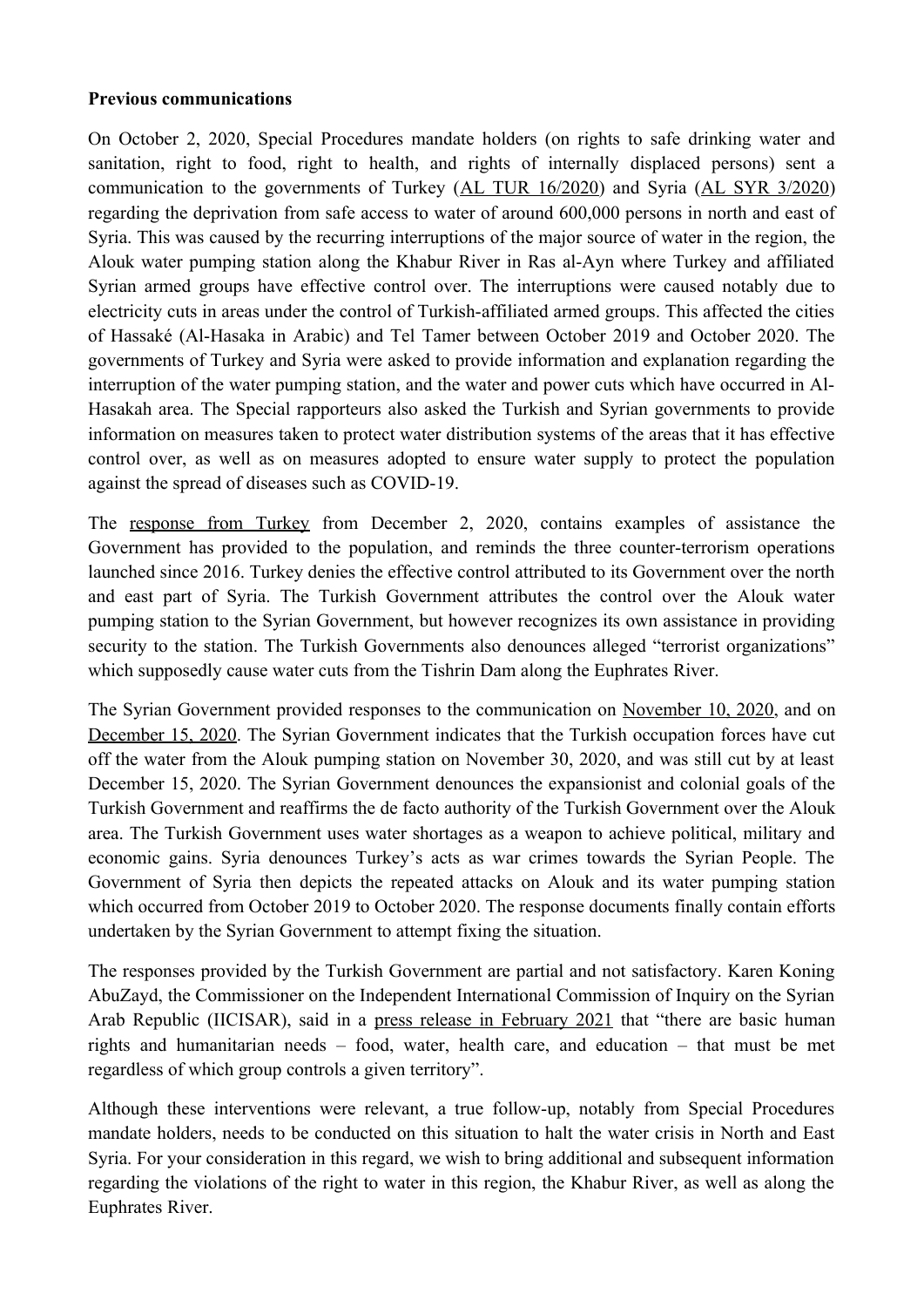**Previous communications**

On October 2, 2020, Special Procedures mandate holders (on rights to safe drinking water and sanitation, right to food, right to health, and rights of internally displaced persons) sent a communication to the governments of Turkey (AL TUR 16/2020) and Syria (AL SYR 3/2020) regarding the deprivation from safe access to water of around 600,000 persons in north and east of Syria. This was caused by the recurring interruptions of the major source of water in the region, the Alouk water pumping station along the Khabur River in Ras al-Ayn where Turkey and affiliated Syrian armed groups have effective control over. The interruptions were caused notably due to electricity cuts in areas under the control of Turkish-affiliated armed groups. This affected the cities of Hassaké (Al-Hasaka in Arabic) and Tel Tamer between October 2019 and October 2020. The governments of Turkey and Syria were asked to provide information and explanation regarding the interruption of the water pumping station, and the water and power cuts which have occurred in Al-Hasakah area. The Special rapporteurs also asked the Turkish and Syrian governments to provide information on measures taken to protect water distribution systems of the areas that it has effective control over, as well as on measures adopted to ensure water supply to protect the population against the spread of diseases such as COVID-19.

The response from Turkey from December 2, 2020, contains examples of assistance the Government has provided to the population, and reminds the three counter-terrorism operations launched since 2016. Turkey denies the effective control attributed to its Government over the north and east part of Syria. The Turkish Government attributes the control over the Alouk water pumping station to the Syrian Government, but however recognizes its own assistance in providing security to the station. The Turkish Governments also denounces alleged "terrorist organizations" which supposedly cause water cuts from the Tishrin Dam along the Euphrates River.

The Syrian Government provided responses to the communication on November 10, 2020, and on December 15, 2020. The Syrian Government indicates that the Turkish occupation forces have cut off the water from the Alouk pumping station on November 30, 2020, and was still cut by at least December 15, 2020. The Syrian Government denounces the expansionist and colonial goals of the Turkish Government and reaffirms the de facto authority of the Turkish Government over the Alouk area. The Turkish Government uses water shortages as a weapon to achieve political, military and economic gains. Syria denounces Turkey's acts as war crimes towards the Syrian People. The Government of Syria then depicts the repeated attacks on Alouk and its water pumping station which occurred from October 2019 to October 2020. The response documents finally contain efforts undertaken by the Syrian Government to attempt fixing the situation.

The responses provided by the Turkish Government are partial and not satisfactory. Karen Koning AbuZayd, the Commissioner on the Independent International Commission of Inquiry on the Syrian Arab Republic (IICISAR), said in a press release in February 2021 that "there are basic human rights and humanitarian needs – food, water, health care, and education – that must be met regardless of which group controls a given territory".

Although these interventions were relevant, a true follow-up, notably from Special Procedures mandate holders, needs to be conducted on this situation to halt the water crisis in North and East Syria. For your consideration in this regard, we wish to bring additional and subsequent information regarding the violations of the right to water in this region, the Khabur River, as well as along the Euphrates River.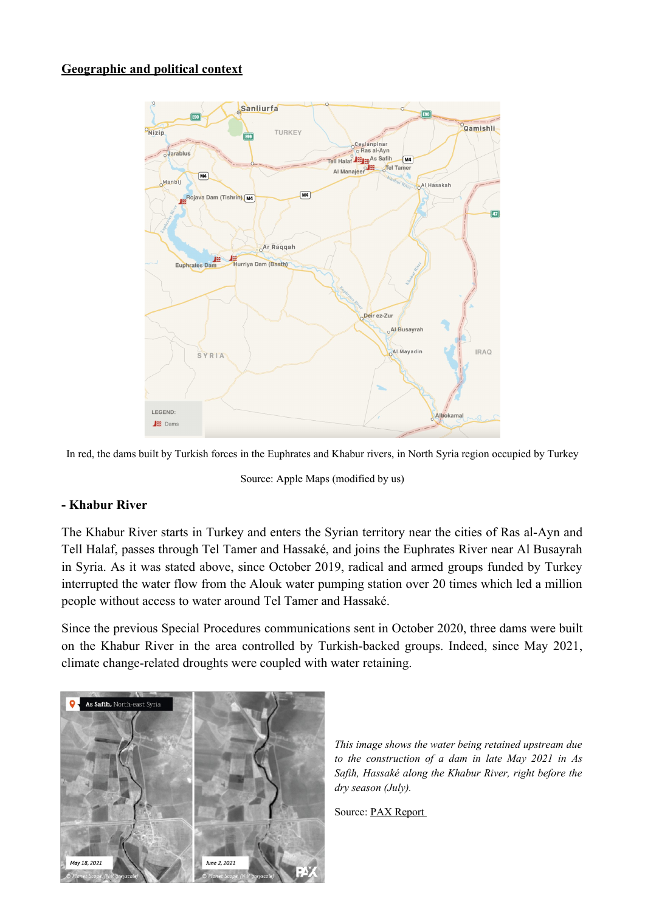## Geographic and political context

In red, the dams built by Turkish forces in the Euphrates and Khabur rivers, in North Syria region occupied by Turkey

Source: Apple Maps (modified by us)

### - Khabur River

The Khabur River starts in Turkey and enters the Syrian territory near the cities of Ras al-Ayn and Tell Halaf, passes through Tel Tamer and Hassaké, and joins the Euphrates River near Al Busayrah in Syria. As it was stated above, since October 2019, radical and armed groups funded by Turkey interrupted the water flow from the Alouk water pumping station over 20 times which led a million people without access to water around Tel Tamer and Hassaké.

Since the previous Special Procedures communications sent in October 2020, three dams were built on the Khabur River in the area controlled by Turkish-backed groups. Indeed, since May 2021, climate change-related droughts were coupled with water retaining.

*This image shows the water being retained upstream due to the construction of a dam in late May 2021 in As Safih, Hassaké along the Khabur River, right before the dry season (July).*

Source: PAX Report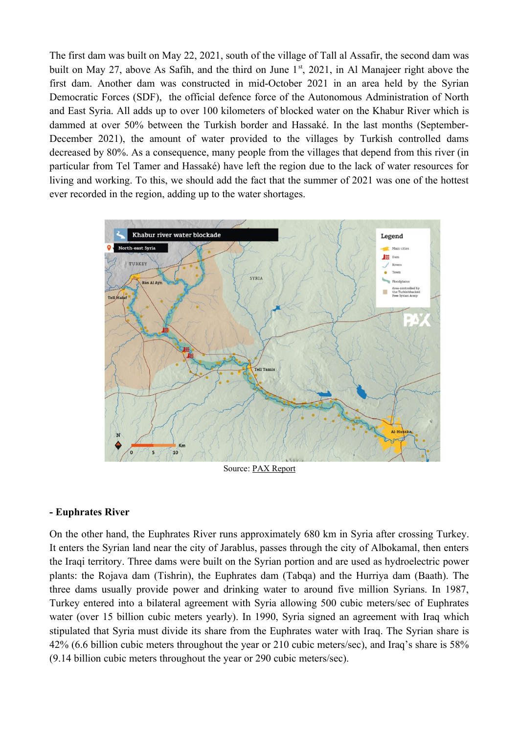The first dam was built on May 22, 2021, south of the village of Tall al Assafir, the second dam was built on May 27, above As Safih, and the third on June 1st, 2021, in Al Manajeer right above the first dam. Another dam was constructed in mid-October 2021 in an area held by the Syrian Democratic Forces (SDF), the official defence force of the Autonomous Administration of North and East Syria. All adds up to over 100 kilometers of blocked water on the Khabur River which is dammed at over 50% between the Turkish border and Hassaké. In the last months (September-December 2021), the amount of water provided to the villages by Turkish controlled dams decreased by 80%. As a consequence, many people from the villages that depend from this river (in particular from Tel Tamer and Hassaké) have left the region due to the lack of water resources for living and working. To this, we should add the fact that the summer of 2021 was one of the hottest ever recorded in the region, adding up to the water shortages.

Source: PAX Report

**- Euphrates River**

On the other hand, the Euphrates River runs approximately 680 km in Syria after crossing Turkey. It enters the Syrian land near the city of Jarablus, passes through the city of Albokamal, then enters the Iraqi territory. Three dams were built on the Syrian portion and are used as hydroelectric power plants: the Rojava dam (Tishrin), the Euphrates dam (Tabqa) and the Hurriya dam (Baath). The three dams usually provide power and drinking water to around five million Syrians. In 1987, Turkey entered into a bilateral agreement with Syria allowing 500 cubic meters/sec of Euphrates water (over 15 billion cubic meters yearly). In 1990, Syria signed an agreement with Iraq which stipulated that Syria must divide its share from the Euphrates water with Iraq. The Syrian share is 42% (6.6 billion cubic meters throughout the year or 210 cubic meters/sec), and Iraq's share is 58% (9.14 billion cubic meters throughout the year or 290 cubic meters/sec).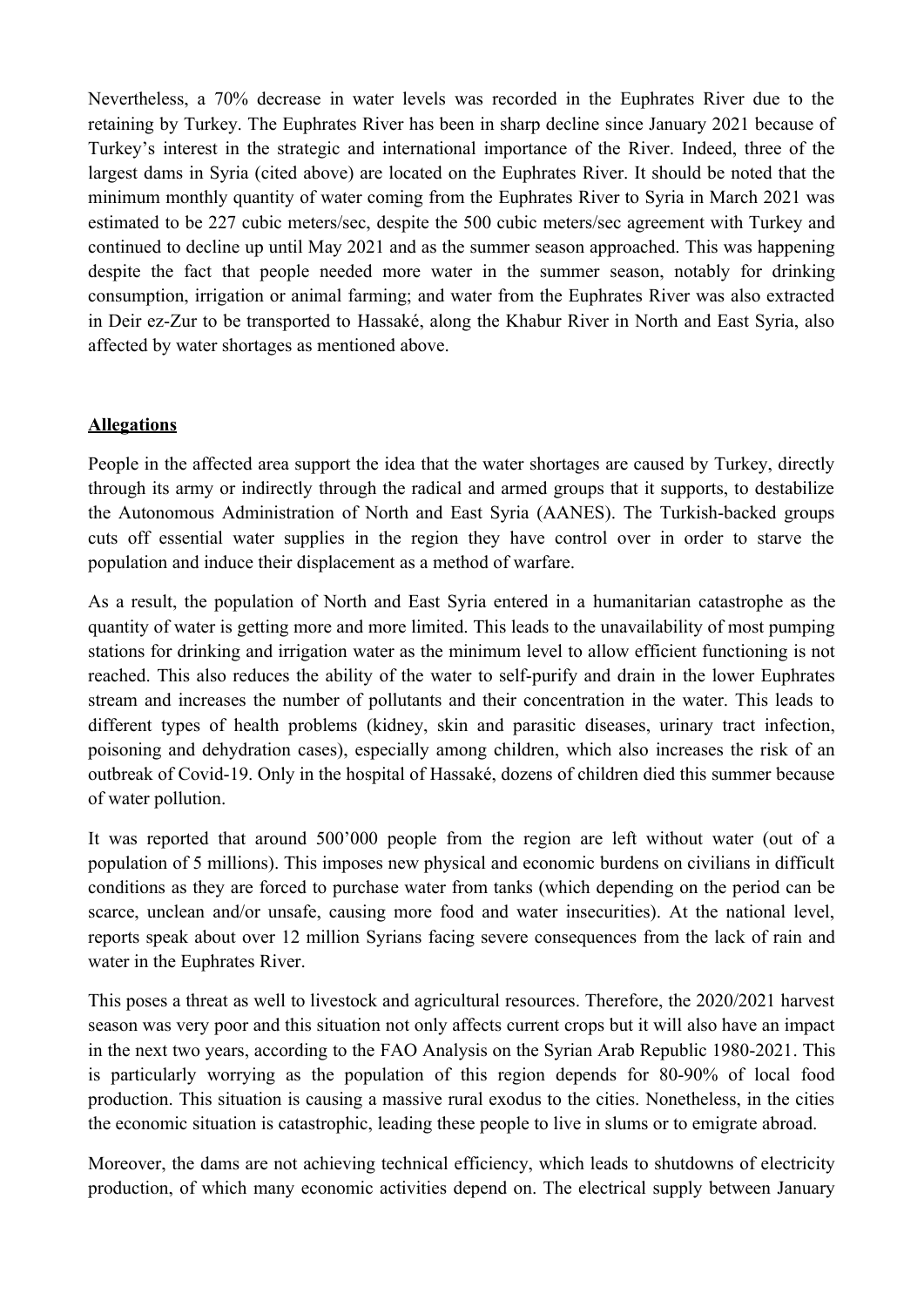Nevertheless, a 70% decrease in water levels was recorded in the Euphrates River due to the retaining by Turkey. The Euphrates River has been in sharp decline since January 2021 because of Turkey's interest in the strategic and international importance of the River. Indeed, three of the largest dams in Syria (cited above) are located on the Euphrates River. It should be noted that the minimum monthly quantity of water coming from the Euphrates River to Syria in March 2021 was estimated to be 227 cubic meters/sec, despite the 500 cubic meters/sec agreement with Turkey and continued to decline up until May 2021 and as the summer season approached. This was happening despite the fact that people needed more water in the summer season, notably for drinking consumption, irrigation or animal farming; and water from the Euphrates River was also extracted in Deir ez-Zur to be transported to Hassaké, along the Khabur River in North and East Syria, also affected by water shortages as mentioned above.

## **Allegations**

People in the affected area support the idea that the water shortages are caused by Turkey, directly through its army or indirectly through the radical and armed groups that it supports, to destabilize the Autonomous Administration of North and East Syria (AANES). The Turkish-backed groups cuts off essential water supplies in the region they have control over in order to starve the population and induce their displacement as a method of warfare.

As a result, the population of North and East Syria entered in a humanitarian catastrophe as the quantity of water is getting more and more limited. This leads to the unavailability of most pumping stations for drinking and irrigation water as the minimum level to allow efficient functioning is not reached. This also reduces the ability of the water to self-purify and drain in the lower Euphrates stream and increases the number of pollutants and their concentration in the water. This leads to different types of health problems (kidney, skin and parasitic diseases, urinary tract infection, poisoning and dehydration cases), especially among children, which also increases the risk of an outbreak of Covid-19. Only in the hospital of Hassaké, dozens of children died this summer because of water pollution.

It was reported that around 500'000 people from the region are left without water (out of a population of 5 millions). This imposes new physical and economic burdens on civilians in difficult conditions as they are forced to purchase water from tanks (which depending on the period can be scarce, unclean and/or unsafe, causing more food and water insecurities). At the national level, reports speak about over 12 million Syrians facing severe consequences from the lack of rain and water in the Euphrates River.

This poses a threat as well to livestock and agricultural resources. Therefore, the 2020/2021 harvest season was very poor and this situation not only affects current crops but it will also have an impact in the next two years, according to the FAO Analysis on the Syrian Arab Republic 1980-2021. This is particularly worrying as the population of this region depends for 80-90% of local food production. This situation is causing a massive rural exodus to the cities. Nonetheless, in the cities the economic situation is catastrophic, leading these people to live in slums or to emigrate abroad.

Moreover, the dams are not achieving technical efficiency, which leads to shutdowns of electricity production, of which many economic activities depend on. The electrical supply between January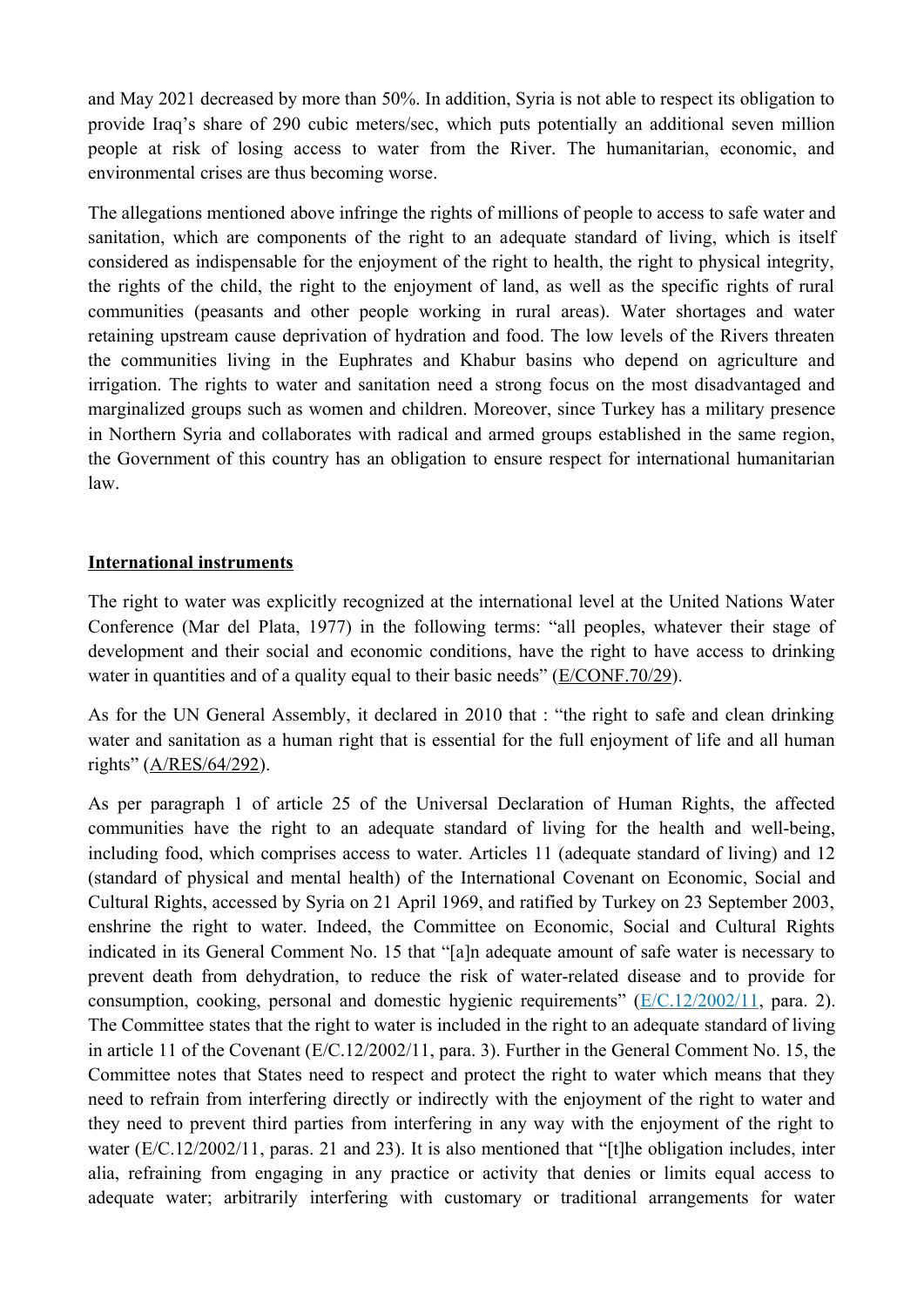and May 2021 decreased by more than 50%. In addition, Syria is not able to respect its obligation to provide Iraq's share of 290 cubic meters/sec, which puts potentially an additional seven million people at risk of losing access to water from the River. The humanitarian, economic, and environmental crises are thus becoming worse.

The allegations mentioned above infringe the rights of millions of people to access to safe water and sanitation, which are components of the right to an adequate standard of living, which is itself considered as indispensable for the enjoyment of the right to health, the right to physical integrity, the rights of the child, the right to the enjoyment of land, as well as the specific rights of rural communities (peasants and other people working in rural areas). Water shortages and water retaining upstream cause deprivation of hydration and food. The low levels of the Rivers threaten the communities living in the Euphrates and Khabur basins who depend on agriculture and irrigation. The rights to water and sanitation need a strong focus on the most disadvantaged and marginalized groups such as women and children. Moreover, since Turkey has a military presence in Northern Syria and collaborates with radical and armed groups established in the same region, the Government of this country has an obligation to ensure respect for international humanitarian law.

## International instruments

The right to water was explicitly recognized at the international level at the United Nations Water Conference (Mar del Plata, 1977) in the following terms: "all peoples, whatever their stage of development and their social and economic conditions, have the right to have access to drinking water in quantities and of a quality equal to their basic needs" (E/CONF.70/29).

As for the UN General Assembly, it declared in 2010 that : "the right to safe and clean drinking water and sanitation as a human right that is essential for the full enjoyment of life and all human rights" (A/RES/64/292).

As per paragraph 1 of article 25 of the Universal Declaration of Human Rights, the affected communities have the right to an adequate standard of living for the health and well-being, including food, which comprises access to water. Articles 11 (adequate standard of living) and 12 (standard of physical and mental health) of the International Covenant on Economic, Social and Cultural Rights, accessed by Syria on 21 April 1969, and ratified by Turkey on 23 September 2003, enshrine the right to water. Indeed, the Committee on Economic, Social and Cultural Rights indicated in its General Comment No. 15 that "[a]n adequate amount of safe water is necessary to prevent death from dehydration, to reduce the risk of water-related disease and to provide for consumption, cooking, personal and domestic hygienic requirements" (E/C.12/2002/11, para. 2). The Committee states that the right to water is included in the right to an adequate standard of living in article 11 of the Covenant (E/C.12/2002/11, para. 3). Further in the General Comment No. 15, the Committee notes that States need to respect and protect the right to water which means that they need to refrain from interfering directly or indirectly with the enjoyment of the right to water and they need to prevent third parties from interfering in any way with the enjoyment of the right to water (E/C.12/2002/11, paras. 21 and 23). It is also mentioned that "[t]he obligation includes, inter alia, refraining from engaging in any practice or activity that denies or limits equal access to adequate water; arbitrarily interfering with customary or traditional arrangements for water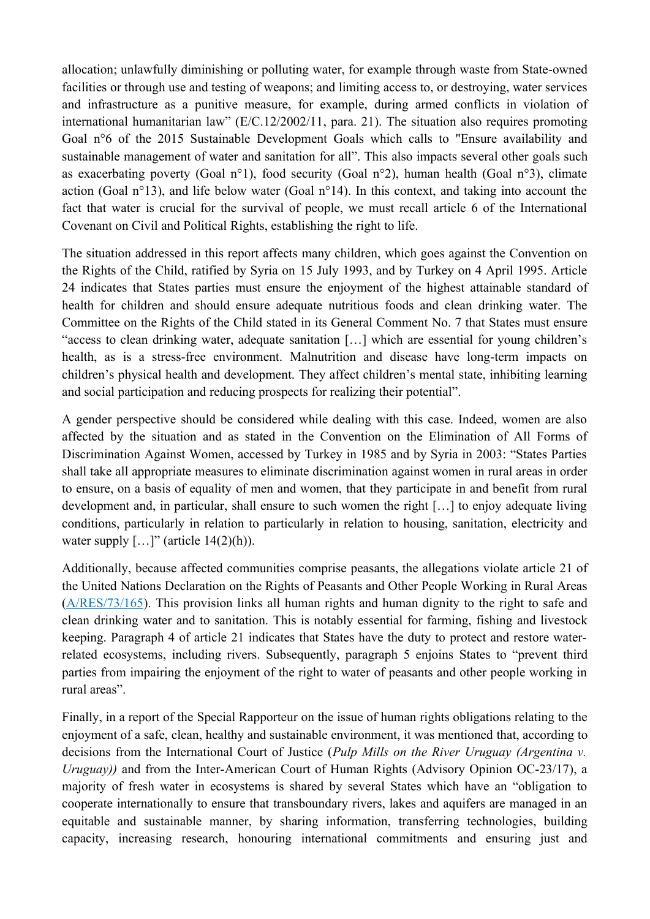allocation; unlawfully diminishing or polluting water, for example through waste from State-owned facilities or through use and testing of weapons; and limiting access to, or destroying, water services and infrastructure as a punitive measure, for example, during armed conflicts in violation of international humanitarian law" (E/C.12/2002/11, para. 21). The situation also requires promoting Goal n°6 of the 2015 Sustainable Development Goals which calls to "Ensure availability and sustainable management of water and sanitation for all". This also impacts several other goals such as exacerbating poverty (Goal n°1), food security (Goal n°2), human health (Goal n°3), climate action (Goal n°13), and life below water (Goal n°14). In this context, and taking into account the fact that water is crucial for the survival of people, we must recall article 6 of the International Covenant on Civil and Political Rights, establishing the right to life.

The situation addressed in this report affects many children, which goes against the Convention on the Rights of the Child, ratified by Syria on 15 July 1993, and by Turkey on 4 April 1995. Article 24 indicates that States parties must ensure the enjoyment of the highest attainable standard of health for children and should ensure adequate nutritious foods and clean drinking water. The Committee on the Rights of the Child stated in its General Comment No. 7 that States must ensure "access to clean drinking water, adequate sanitation […] which are essential for young children's health, as is a stress-free environment. Malnutrition and disease have long-term impacts on children's physical health and development. They affect children's mental state, inhibiting learning and social participation and reducing prospects for realizing their potential".

A gender perspective should be considered while dealing with this case. Indeed, women are also affected by the situation and as stated in the Convention on the Elimination of All Forms of Discrimination Against Women, accessed by Turkey in 1985 and by Syria in 2003: "States Parties shall take all appropriate measures to eliminate discrimination against women in rural areas in order to ensure, on a basis of equality of men and women, that they participate in and benefit from rural development and, in particular, shall ensure to such women the right […] to enjoy adequate living conditions, particularly in relation to particularly in relation to housing, sanitation, electricity and water supply […]" (article 14(2)(h)).

Additionally, because affected communities comprise peasants, the allegations violate article 21 of the United Nations Declaration on the Rights of Peasants and Other People Working in Rural Areas ([A/RES/73/165](A/RES/73/165)). This provision links all human rights and human dignity to the right to safe and clean drinking water and to sanitation. This is notably essential for farming, fishing and livestock keeping. Paragraph 4 of article 21 indicates that States have the duty to protect and restore water-related ecosystems, including rivers. Subsequently, paragraph 5 enjoins States to "prevent third parties from impairing the enjoyment of the right to water of peasants and other people working in rural areas".

Finally, in a report of the Special Rapporteur on the issue of human rights obligations relating to the enjoyment of a safe, clean, healthy and sustainable environment, it was mentioned that, according to decisions from the International Court of Justice (*Pulp Mills on the River Uruguay (Argentina v. Uruguay))* and from the Inter-American Court of Human Rights (Advisory Opinion OC-23/17), a majority of fresh water in ecosystems is shared by several States which have an "obligation to cooperate internationally to ensure that transboundary rivers, lakes and aquifers are managed in an equitable and sustainable manner, by sharing information, transferring technologies, building capacity, increasing research, honouring international commitments and ensuring just and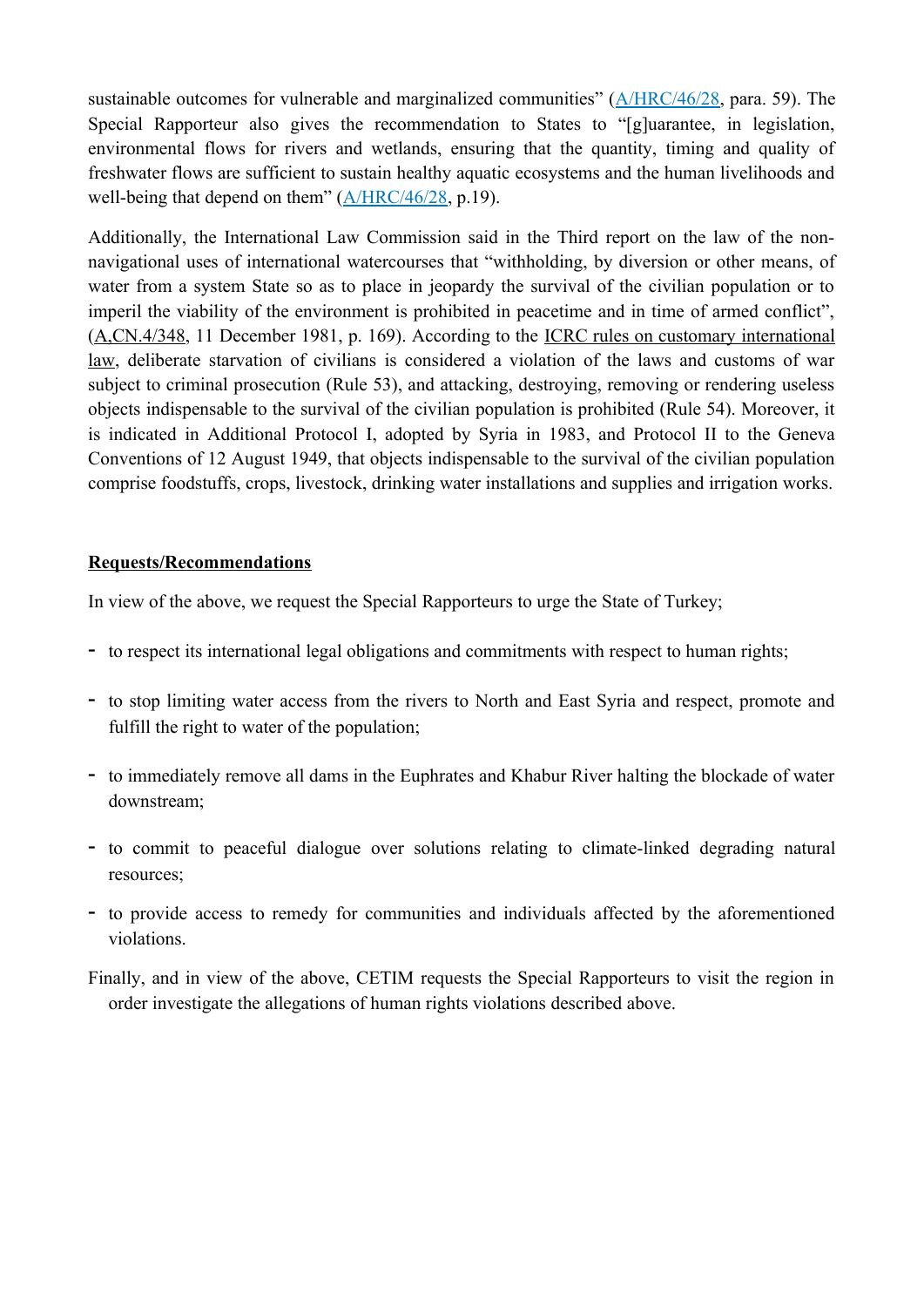sustainable outcomes for vulnerable and marginalized communities" (A/HRC/46/28, para. 59). The Special Rapporteur also gives the recommendation to States to "[g]uarantee, in legislation, environmental flows for rivers and wetlands, ensuring that the quantity, timing and quality of freshwater flows are sufficient to sustain healthy aquatic ecosystems and the human livelihoods and well-being that depend on them" (A/HRC/46/28, p.19).

Additionally, the International Law Commission said in the Third report on the law of the non-navigational uses of international watercourses that "withholding, by diversion or other means, of water from a system State so as to place in jeopardy the survival of the civilian population or to imperil the viability of the environment is prohibited in peacetime and in time of armed conflict", (A,CN.4/348, 11 December 1981, p. 169). According to the ICRC rules on customary international law, deliberate starvation of civilians is considered a violation of the laws and customs of war subject to criminal prosecution (Rule 53), and attacking, destroying, removing or rendering useless objects indispensable to the survival of the civilian population is prohibited (Rule 54). Moreover, it is indicated in Additional Protocol I, adopted by Syria in 1983, and Protocol II to the Geneva Conventions of 12 August 1949, that objects indispensable to the survival of the civilian population comprise foodstuffs, crops, livestock, drinking water installations and supplies and irrigation works.

**Requests/Recommendations**

In view of the above, we request the Special Rapporteurs to urge the State of Turkey;

- to respect its international legal obligations and commitments with respect to human rights;
- to stop limiting water access from the rivers to North and East Syria and respect, promote and fulfill the right to water of the population;
- to immediately remove all dams in the Euphrates and Khabur River halting the blockade of water downstream;
- to commit to peaceful dialogue over solutions relating to climate-linked degrading natural resources;
- to provide access to remedy for communities and individuals affected by the aforementioned violations.

Finally, and in view of the above, CETIM requests the Special Rapporteurs to visit the region in order investigate the allegations of human rights violations described above.